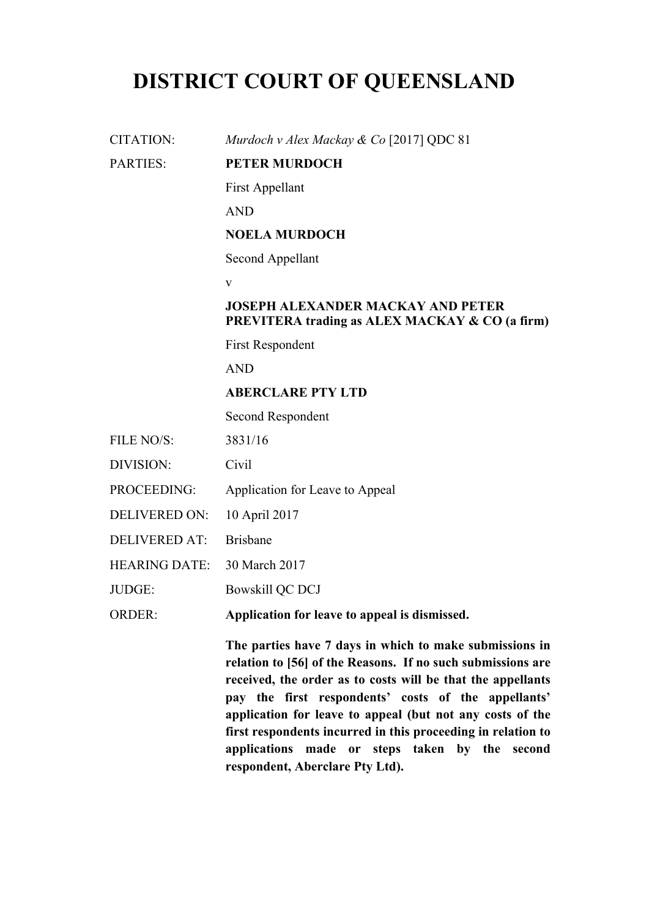# DISTRICT COURT OF QUEENSLAND

| | |
|---|---|
| CITATION: | *Murdoch v Alex Mackay & Co* [2017] QDC 81 |
| PARTIES: | **PETER MURDOCH**<br>First Appellant<br>AND<br>**NOELA MURDOCH**<br>Second Appellant<br>v<br>**JOSEPH ALEXANDER MACKAY AND PETER PREVITERA trading as ALEX MACKAY & CO (a firm)**<br>First Respondent<br>AND<br>**ABERCLARE PTY LTD**<br>Second Respondent |
| FILE NO/S: | 3831/16 |
| DIVISION: | Civil |
| PROCEEDING: | Application for Leave to Appeal |
| DELIVERED ON: | 10 April 2017 |
| DELIVERED AT: | Brisbane |
| HEARING DATE: | 30 March 2017 |
| JUDGE: | Bowskill QC DCJ |
| ORDER: | **Application for leave to appeal is dismissed.**<br><br>**The parties have 7 days in which to make submissions in relation to [56] of the Reasons. If no such submissions are received, the order as to costs will be that the appellants pay the first respondents' costs of the appellants' application for leave to appeal (but not any costs of the first respondents incurred in this proceeding in relation to applications made or steps taken by the second respondent, Aberclare Pty Ltd).** |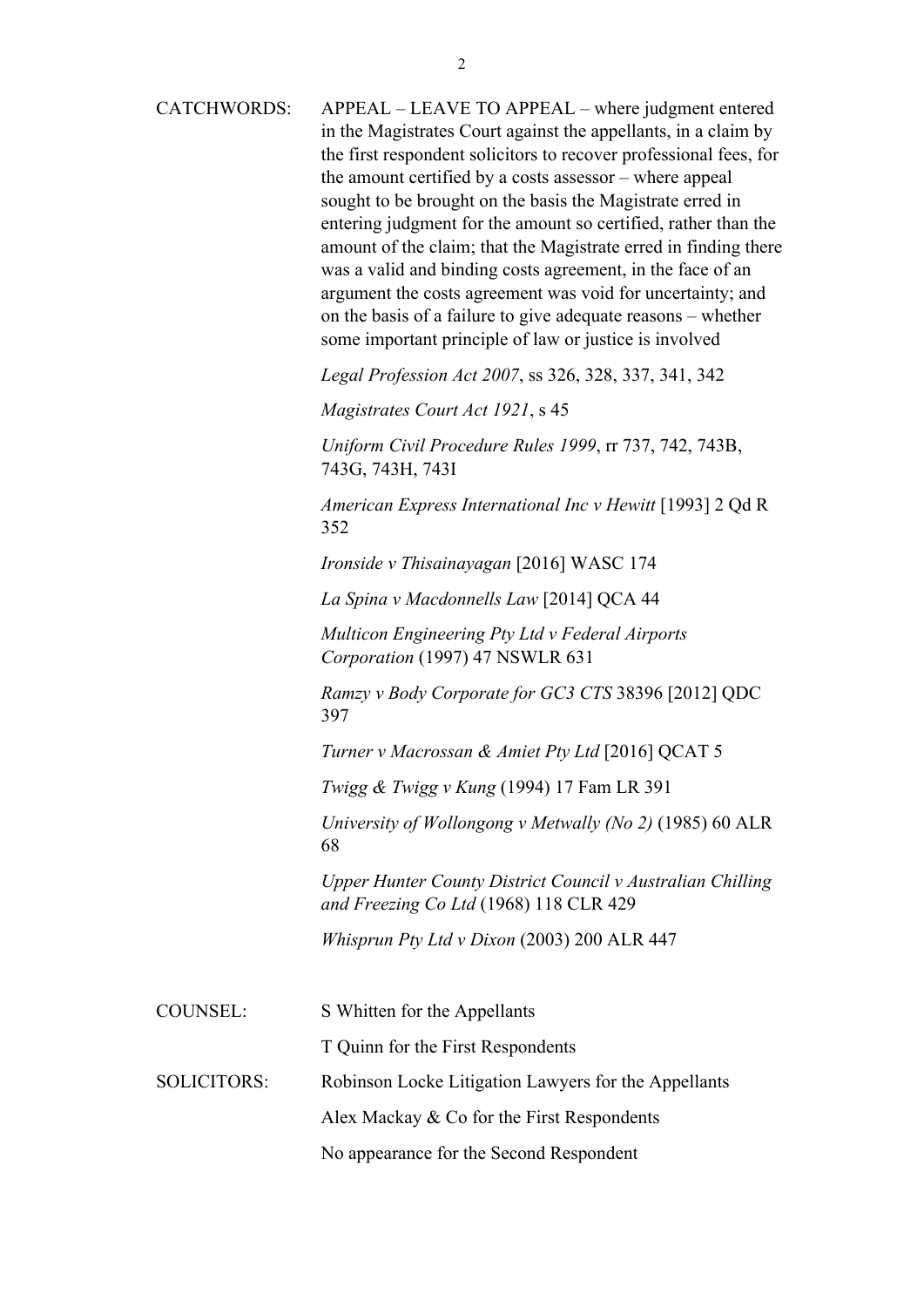CATCHWORDS: APPEAL – LEAVE TO APPEAL – where judgment entered in the Magistrates Court against the appellants, in a claim by the first respondent solicitors to recover professional fees, for the amount certified by a costs assessor – where appeal sought to be brought on the basis the Magistrate erred in entering judgment for the amount so certified, rather than the amount of the claim; that the Magistrate erred in finding there was a valid and binding costs agreement, in the face of an argument the costs agreement was void for uncertainty; and on the basis of a failure to give adequate reasons – whether some important principle of law or justice is involved

*Legal Profession Act 2007*, ss 326, 328, 337, 341, 342

*Magistrates Court Act 1921*, s 45

*Uniform Civil Procedure Rules 1999*, rr 737, 742, 743B, 743G, 743H, 743I

*American Express International Inc v Hewitt* [1993] 2 Qd R 352

*Ironside v Thisainayagan* [2016] WASC 174

*La Spina v Macdonnells Law* [2014] QCA 44

*Multicon Engineering Pty Ltd v Federal Airports Corporation* (1997) 47 NSWLR 631

*Ramzy v Body Corporate for GC3 CTS* 38396 [2012] QDC 397

*Turner v Macrossan & Amiet Pty Ltd* [2016] QCAT 5

*Twigg & Twigg v Kung* (1994) 17 Fam LR 391

*University of Wollongong v Metwally (No 2)* (1985) 60 ALR 68

*Upper Hunter County District Council v Australian Chilling and Freezing Co Ltd* (1968) 118 CLR 429

*Whisprun Pty Ltd v Dixon* (2003) 200 ALR 447

COUNSEL: S Whitten for the Appellants

T Quinn for the First Respondents

SOLICITORS: Robinson Locke Litigation Lawyers for the Appellants

Alex Mackay & Co for the First Respondents

No appearance for the Second Respondent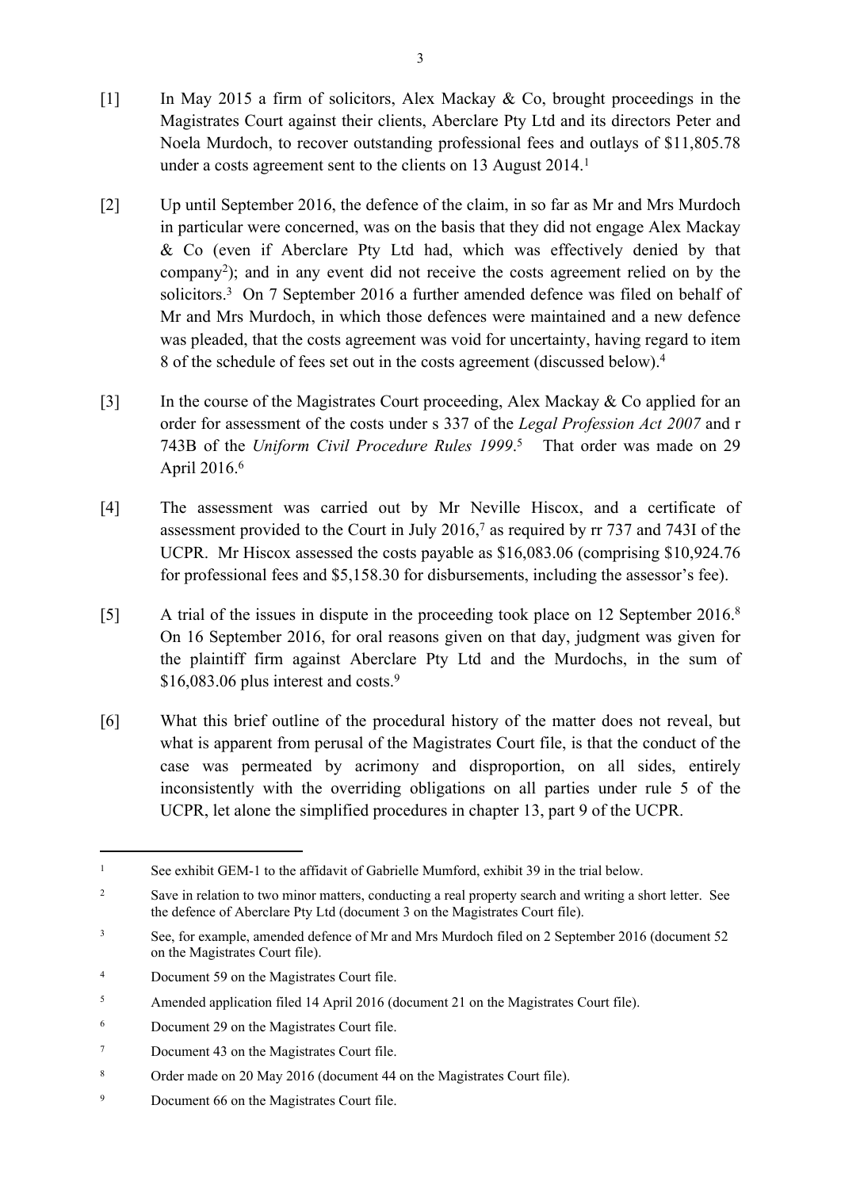[1] In May 2015 a firm of solicitors, Alex Mackay & Co, brought proceedings in the Magistrates Court against their clients, Aberclare Pty Ltd and its directors Peter and Noela Murdoch, to recover outstanding professional fees and outlays of $11,805.78 under a costs agreement sent to the clients on 13 August 2014.[1]

[2] Up until September 2016, the defence of the claim, in so far as Mr and Mrs Murdoch in particular were concerned, was on the basis that they did not engage Alex Mackay & Co (even if Aberclare Pty Ltd had, which was effectively denied by that company[2]); and in any event did not receive the costs agreement relied on by the solicitors.[3] On 7 September 2016 a further amended defence was filed on behalf of Mr and Mrs Murdoch, in which those defences were maintained and a new defence was pleaded, that the costs agreement was void for uncertainty, having regard to item 8 of the schedule of fees set out in the costs agreement (discussed below).[4]

[3] In the course of the Magistrates Court proceeding, Alex Mackay & Co applied for an order for assessment of the costs under s 337 of the *Legal Profession Act 2007* and r 743B of the *Uniform Civil Procedure Rules 1999*.[5] That order was made on 29 April 2016.[6]

[4] The assessment was carried out by Mr Neville Hiscox, and a certificate of assessment provided to the Court in July 2016,[7] as required by rr 737 and 743I of the UCPR. Mr Hiscox assessed the costs payable as $16,083.06 (comprising $10,924.76 for professional fees and $5,158.30 for disbursements, including the assessor's fee).

[5] A trial of the issues in dispute in the proceeding took place on 12 September 2016.[8] On 16 September 2016, for oral reasons given on that day, judgment was given for the plaintiff firm against Aberclare Pty Ltd and the Murdochs, in the sum of $16,083.06 plus interest and costs.[9]

[6] What this brief outline of the procedural history of the matter does not reveal, but what is apparent from perusal of the Magistrates Court file, is that the conduct of the case was permeated by acrimony and disproportion, on all sides, entirely inconsistently with the overriding obligations on all parties under rule 5 of the UCPR, let alone the simplified procedures in chapter 13, part 9 of the UCPR.

---

[1] See exhibit GEM-1 to the affidavit of Gabrielle Mumford, exhibit 39 in the trial below.

[2] Save in relation to two minor matters, conducting a real property search and writing a short letter. See the defence of Aberclare Pty Ltd (document 3 on the Magistrates Court file).

[3] See, for example, amended defence of Mr and Mrs Murdoch filed on 2 September 2016 (document 52 on the Magistrates Court file).

[4] Document 59 on the Magistrates Court file.

[5] Amended application filed 14 April 2016 (document 21 on the Magistrates Court file).

[6] Document 29 on the Magistrates Court file.

[7] Document 43 on the Magistrates Court file.

[8] Order made on 20 May 2016 (document 44 on the Magistrates Court file).

[9] Document 66 on the Magistrates Court file.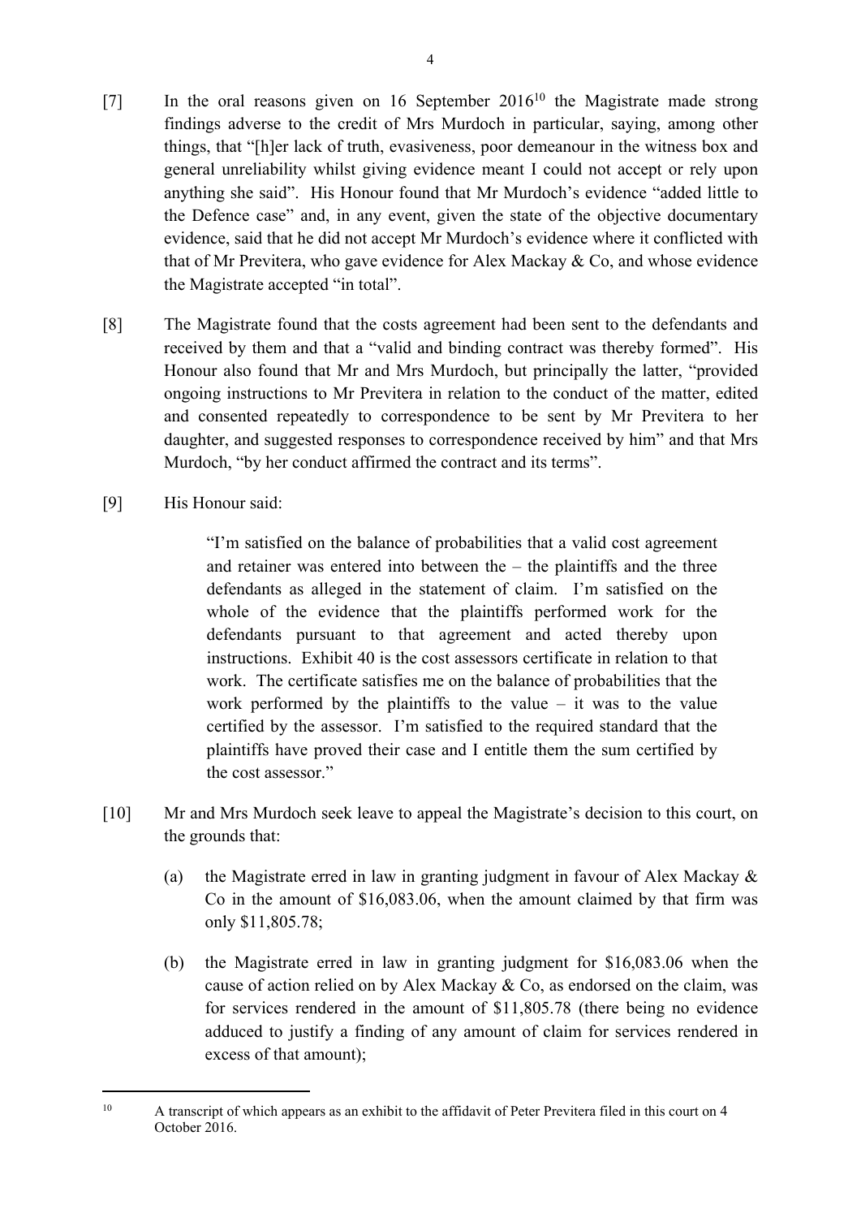[7] In the oral reasons given on 16 September 2016[10] the Magistrate made strong findings adverse to the credit of Mrs Murdoch in particular, saying, among other things, that "[h]er lack of truth, evasiveness, poor demeanour in the witness box and general unreliability whilst giving evidence meant I could not accept or rely upon anything she said". His Honour found that Mr Murdoch's evidence "added little to the Defence case" and, in any event, given the state of the objective documentary evidence, said that he did not accept Mr Murdoch's evidence where it conflicted with that of Mr Previtera, who gave evidence for Alex Mackay & Co, and whose evidence the Magistrate accepted "in total".

[8] The Magistrate found that the costs agreement had been sent to the defendants and received by them and that a "valid and binding contract was thereby formed". His Honour also found that Mr and Mrs Murdoch, but principally the latter, "provided ongoing instructions to Mr Previtera in relation to the conduct of the matter, edited and consented repeatedly to correspondence to be sent by Mr Previtera to her daughter, and suggested responses to correspondence received by him" and that Mrs Murdoch, "by her conduct affirmed the contract and its terms".

[9] His Honour said:

> "I'm satisfied on the balance of probabilities that a valid cost agreement and retainer was entered into between the – the plaintiffs and the three defendants as alleged in the statement of claim. I'm satisfied on the whole of the evidence that the plaintiffs performed work for the defendants pursuant to that agreement and acted thereby upon instructions. Exhibit 40 is the cost assessors certificate in relation to that work. The certificate satisfies me on the balance of probabilities that the work performed by the plaintiffs to the value – it was to the value certified by the assessor. I'm satisfied to the required standard that the plaintiffs have proved their case and I entitle them the sum certified by the cost assessor."

[10] Mr and Mrs Murdoch seek leave to appeal the Magistrate's decision to this court, on the grounds that:

(a) the Magistrate erred in law in granting judgment in favour of Alex Mackay & Co in the amount of $16,083.06, when the amount claimed by that firm was only $11,805.78;

(b) the Magistrate erred in law in granting judgment for $16,083.06 when the cause of action relied on by Alex Mackay & Co, as endorsed on the claim, was for services rendered in the amount of $11,805.78 (there being no evidence adduced to justify a finding of any amount of claim for services rendered in excess of that amount);

---

[10] A transcript of which appears as an exhibit to the affidavit of Peter Previtera filed in this court on 4 October 2016.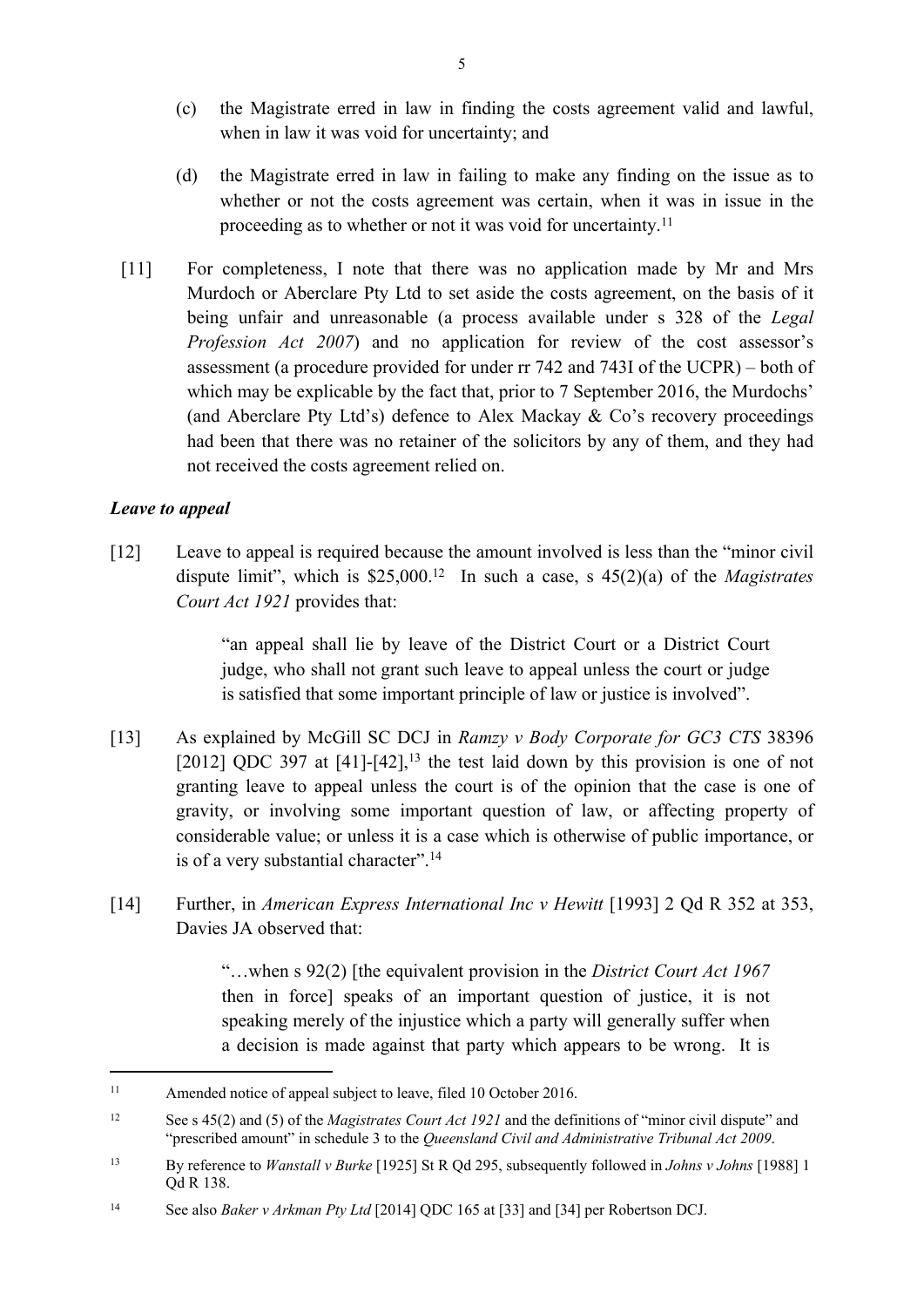(c) the Magistrate erred in law in finding the costs agreement valid and lawful, when in law it was void for uncertainty; and

(d) the Magistrate erred in law in failing to make any finding on the issue as to whether or not the costs agreement was certain, when it was in issue in the proceeding as to whether or not it was void for uncertainty.[11]

[11] For completeness, I note that there was no application made by Mr and Mrs Murdoch or Aberclare Pty Ltd to set aside the costs agreement, on the basis of it being unfair and unreasonable (a process available under s 328 of the *Legal Profession Act 2007*) and no application for review of the cost assessor's assessment (a procedure provided for under rr 742 and 743I of the UCPR) – both of which may be explicable by the fact that, prior to 7 September 2016, the Murdochs' (and Aberclare Pty Ltd's) defence to Alex Mackay & Co's recovery proceedings had been that there was no retainer of the solicitors by any of them, and they had not received the costs agreement relied on.

### *Leave to appeal*

[12] Leave to appeal is required because the amount involved is less than the "minor civil dispute limit", which is $25,000.[12] In such a case, s 45(2)(a) of the *Magistrates Court Act 1921* provides that:

> "an appeal shall lie by leave of the District Court or a District Court judge, who shall not grant such leave to appeal unless the court or judge is satisfied that some important principle of law or justice is involved".

[13] As explained by McGill SC DCJ in *Ramzy v Body Corporate for GC3 CTS* 38396 [2012] QDC 397 at [41]-[42],[13] the test laid down by this provision is one of not granting leave to appeal unless the court is of the opinion that the case is one of gravity, or involving some important question of law, or affecting property of considerable value; or unless it is a case which is otherwise of public importance, or is of a very substantial character".[14]

[14] Further, in *American Express International Inc v Hewitt* [1993] 2 Qd R 352 at 353, Davies JA observed that:

> "…when s 92(2) [the equivalent provision in the *District Court Act 1967* then in force] speaks of an important question of justice, it is not speaking merely of the injustice which a party will generally suffer when a decision is made against that party which appears to be wrong. It is

---

[11] Amended notice of appeal subject to leave, filed 10 October 2016.

[12] See s 45(2) and (5) of the *Magistrates Court Act 1921* and the definitions of "minor civil dispute" and "prescribed amount" in schedule 3 to the *Queensland Civil and Administrative Tribunal Act 2009*.

[13] By reference to *Wanstall v Burke* [1925] St R Qd 295, subsequently followed in *Johns v Johns* [1988] 1 Qd R 138.

[14] See also *Baker v Arkman Pty Ltd* [2014] QDC 165 at [33] and [34] per Robertson DCJ.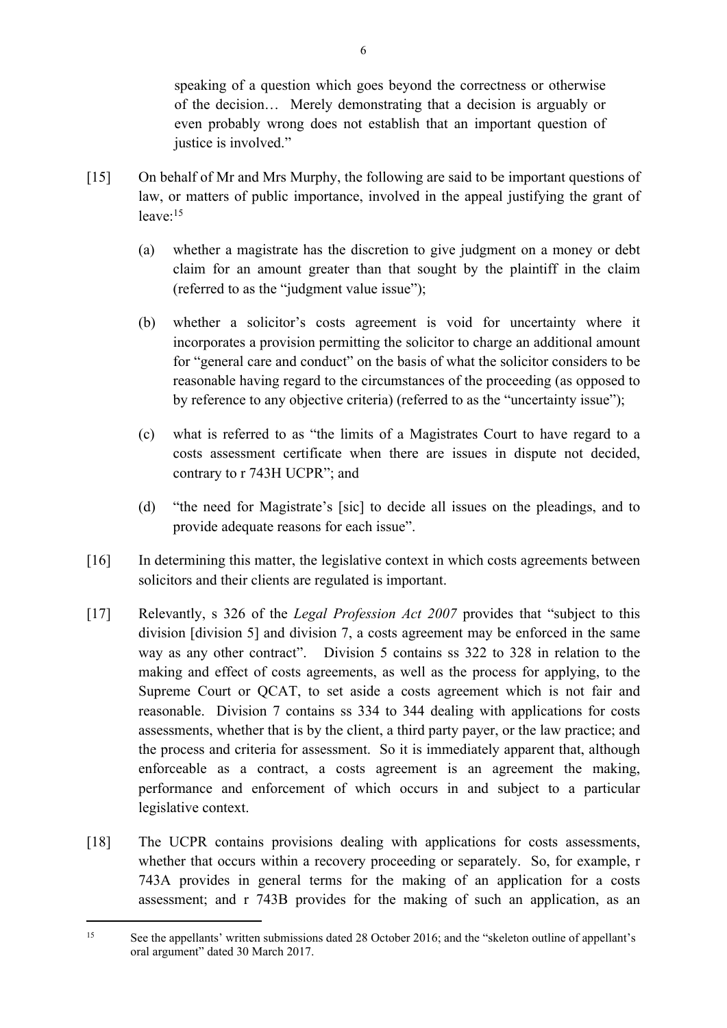speaking of a question which goes beyond the correctness or otherwise of the decision… Merely demonstrating that a decision is arguably or even probably wrong does not establish that an important question of justice is involved."

[15] On behalf of Mr and Mrs Murphy, the following are said to be important questions of law, or matters of public importance, involved in the appeal justifying the grant of leave:[15]

(a) whether a magistrate has the discretion to give judgment on a money or debt claim for an amount greater than that sought by the plaintiff in the claim (referred to as the "judgment value issue");

(b) whether a solicitor's costs agreement is void for uncertainty where it incorporates a provision permitting the solicitor to charge an additional amount for "general care and conduct" on the basis of what the solicitor considers to be reasonable having regard to the circumstances of the proceeding (as opposed to by reference to any objective criteria) (referred to as the "uncertainty issue");

(c) what is referred to as "the limits of a Magistrates Court to have regard to a costs assessment certificate when there are issues in dispute not decided, contrary to r 743H UCPR"; and

(d) "the need for Magistrate's [sic] to decide all issues on the pleadings, and to provide adequate reasons for each issue".

[16] In determining this matter, the legislative context in which costs agreements between solicitors and their clients are regulated is important.

[17] Relevantly, s 326 of the *Legal Profession Act 2007* provides that "subject to this division [division 5] and division 7, a costs agreement may be enforced in the same way as any other contract". Division 5 contains ss 322 to 328 in relation to the making and effect of costs agreements, as well as the process for applying, to the Supreme Court or QCAT, to set aside a costs agreement which is not fair and reasonable. Division 7 contains ss 334 to 344 dealing with applications for costs assessments, whether that is by the client, a third party payer, or the law practice; and the process and criteria for assessment. So it is immediately apparent that, although enforceable as a contract, a costs agreement is an agreement the making, performance and enforcement of which occurs in and subject to a particular legislative context.

[18] The UCPR contains provisions dealing with applications for costs assessments, whether that occurs within a recovery proceeding or separately. So, for example, r 743A provides in general terms for the making of an application for a costs assessment; and r 743B provides for the making of such an application, as an

---

[15] See the appellants' written submissions dated 28 October 2016; and the "skeleton outline of appellant's oral argument" dated 30 March 2017.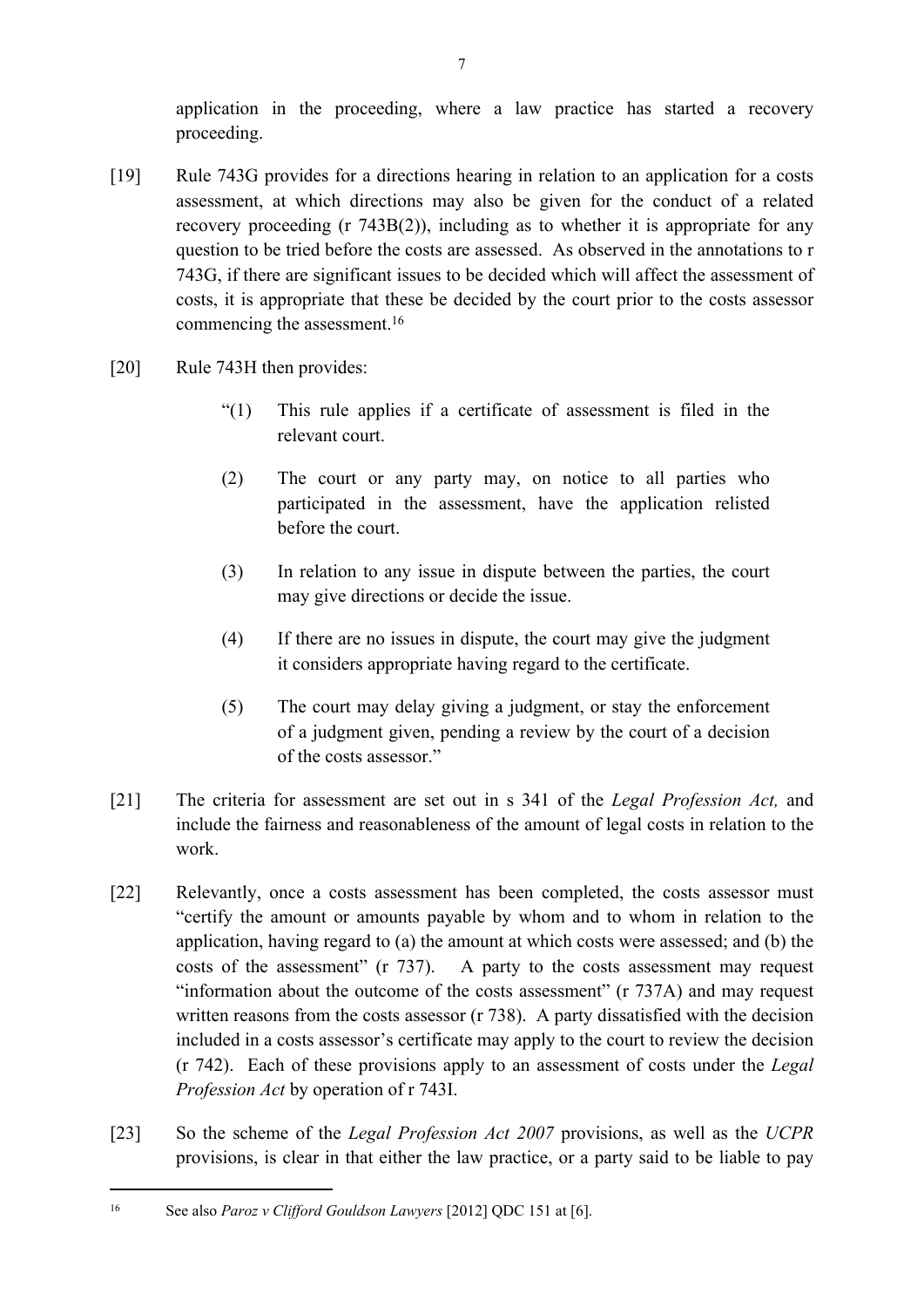application in the proceeding, where a law practice has started a recovery proceeding.

[19] Rule 743G provides for a directions hearing in relation to an application for a costs assessment, at which directions may also be given for the conduct of a related recovery proceeding (r 743B(2)), including as to whether it is appropriate for any question to be tried before the costs are assessed. As observed in the annotations to r 743G, if there are significant issues to be decided which will affect the assessment of costs, it is appropriate that these be decided by the court prior to the costs assessor commencing the assessment.[16]

[20] Rule 743H then provides:

> "(1) This rule applies if a certificate of assessment is filed in the relevant court.
>
> (2) The court or any party may, on notice to all parties who participated in the assessment, have the application relisted before the court.
>
> (3) In relation to any issue in dispute between the parties, the court may give directions or decide the issue.
>
> (4) If there are no issues in dispute, the court may give the judgment it considers appropriate having regard to the certificate.
>
> (5) The court may delay giving a judgment, or stay the enforcement of a judgment given, pending a review by the court of a decision of the costs assessor."

[21] The criteria for assessment are set out in s 341 of the *Legal Profession Act,* and include the fairness and reasonableness of the amount of legal costs in relation to the work.

[22] Relevantly, once a costs assessment has been completed, the costs assessor must "certify the amount or amounts payable by whom and to whom in relation to the application, having regard to (a) the amount at which costs were assessed; and (b) the costs of the assessment" (r 737). A party to the costs assessment may request "information about the outcome of the costs assessment" (r 737A) and may request written reasons from the costs assessor (r 738). A party dissatisfied with the decision included in a costs assessor's certificate may apply to the court to review the decision (r 742). Each of these provisions apply to an assessment of costs under the *Legal Profession Act* by operation of r 743I.

[23] So the scheme of the *Legal Profession Act 2007* provisions, as well as the *UCPR* provisions, is clear in that either the law practice, or a party said to be liable to pay

---

[16] See also *Paroz v Clifford Gouldson Lawyers* [2012] QDC 151 at [6].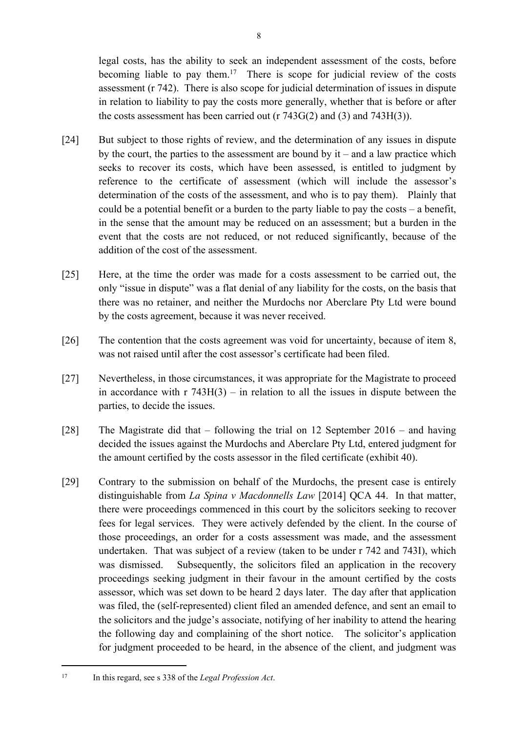legal costs, has the ability to seek an independent assessment of the costs, before becoming liable to pay them.[17] There is scope for judicial review of the costs assessment (r 742). There is also scope for judicial determination of issues in dispute in relation to liability to pay the costs more generally, whether that is before or after the costs assessment has been carried out (r 743G(2) and (3) and 743H(3)).

[24] But subject to those rights of review, and the determination of any issues in dispute by the court, the parties to the assessment are bound by it – and a law practice which seeks to recover its costs, which have been assessed, is entitled to judgment by reference to the certificate of assessment (which will include the assessor's determination of the costs of the assessment, and who is to pay them). Plainly that could be a potential benefit or a burden to the party liable to pay the costs – a benefit, in the sense that the amount may be reduced on an assessment; but a burden in the event that the costs are not reduced, or not reduced significantly, because of the addition of the cost of the assessment.

[25] Here, at the time the order was made for a costs assessment to be carried out, the only "issue in dispute" was a flat denial of any liability for the costs, on the basis that there was no retainer, and neither the Murdochs nor Aberclare Pty Ltd were bound by the costs agreement, because it was never received.

[26] The contention that the costs agreement was void for uncertainty, because of item 8, was not raised until after the cost assessor's certificate had been filed.

[27] Nevertheless, in those circumstances, it was appropriate for the Magistrate to proceed in accordance with r 743H(3) – in relation to all the issues in dispute between the parties, to decide the issues.

[28] The Magistrate did that – following the trial on 12 September 2016 – and having decided the issues against the Murdochs and Aberclare Pty Ltd, entered judgment for the amount certified by the costs assessor in the filed certificate (exhibit 40).

[29] Contrary to the submission on behalf of the Murdochs, the present case is entirely distinguishable from *La Spina v Macdonnells Law* [2014] QCA 44. In that matter, there were proceedings commenced in this court by the solicitors seeking to recover fees for legal services. They were actively defended by the client. In the course of those proceedings, an order for a costs assessment was made, and the assessment undertaken. That was subject of a review (taken to be under r 742 and 743I), which was dismissed. Subsequently, the solicitors filed an application in the recovery proceedings seeking judgment in their favour in the amount certified by the costs assessor, which was set down to be heard 2 days later. The day after that application was filed, the (self-represented) client filed an amended defence, and sent an email to the solicitors and the judge's associate, notifying of her inability to attend the hearing the following day and complaining of the short notice. The solicitor's application for judgment proceeded to be heard, in the absence of the client, and judgment was

[17] In this regard, see s 338 of the *Legal Profession Act*.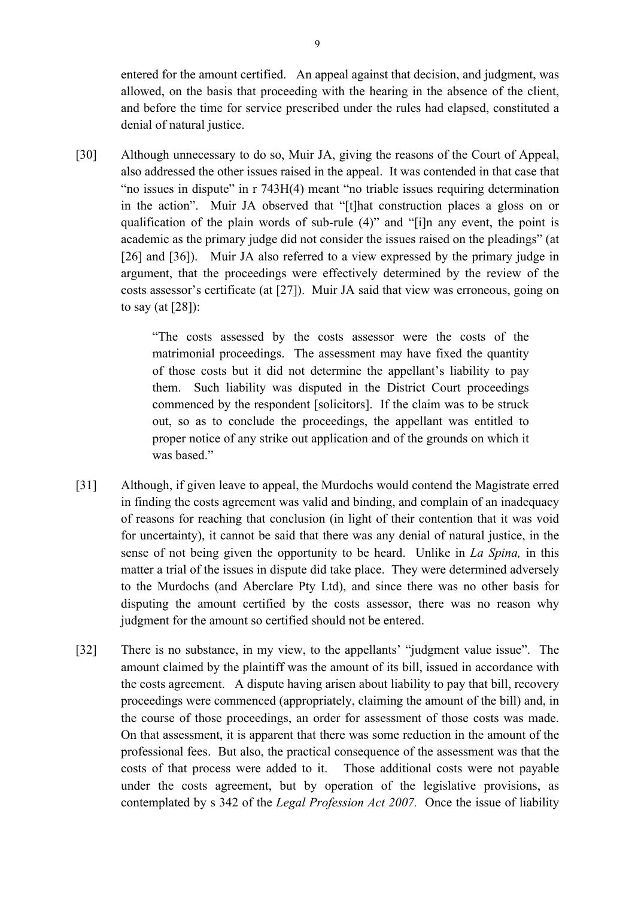entered for the amount certified. An appeal against that decision, and judgment, was allowed, on the basis that proceeding with the hearing in the absence of the client, and before the time for service prescribed under the rules had elapsed, constituted a denial of natural justice.

[30] Although unnecessary to do so, Muir JA, giving the reasons of the Court of Appeal, also addressed the other issues raised in the appeal. It was contended in that case that "no issues in dispute" in r 743H(4) meant "no triable issues requiring determination in the action". Muir JA observed that "[t]hat construction places a gloss on or qualification of the plain words of sub-rule (4)" and "[i]n any event, the point is academic as the primary judge did not consider the issues raised on the pleadings" (at [26] and [36]). Muir JA also referred to a view expressed by the primary judge in argument, that the proceedings were effectively determined by the review of the costs assessor's certificate (at [27]). Muir JA said that view was erroneous, going on to say (at [28]):

> "The costs assessed by the costs assessor were the costs of the matrimonial proceedings. The assessment may have fixed the quantity of those costs but it did not determine the appellant's liability to pay them. Such liability was disputed in the District Court proceedings commenced by the respondent [solicitors]. If the claim was to be struck out, so as to conclude the proceedings, the appellant was entitled to proper notice of any strike out application and of the grounds on which it was based."

[31] Although, if given leave to appeal, the Murdochs would contend the Magistrate erred in finding the costs agreement was valid and binding, and complain of an inadequacy of reasons for reaching that conclusion (in light of their contention that it was void for uncertainty), it cannot be said that there was any denial of natural justice, in the sense of not being given the opportunity to be heard. Unlike in *La Spina,* in this matter a trial of the issues in dispute did take place. They were determined adversely to the Murdochs (and Aberclare Pty Ltd), and since there was no other basis for disputing the amount certified by the costs assessor, there was no reason why judgment for the amount so certified should not be entered.

[32] There is no substance, in my view, to the appellants' "judgment value issue". The amount claimed by the plaintiff was the amount of its bill, issued in accordance with the costs agreement. A dispute having arisen about liability to pay that bill, recovery proceedings were commenced (appropriately, claiming the amount of the bill) and, in the course of those proceedings, an order for assessment of those costs was made. On that assessment, it is apparent that there was some reduction in the amount of the professional fees. But also, the practical consequence of the assessment was that the costs of that process were added to it. Those additional costs were not payable under the costs agreement, but by operation of the legislative provisions, as contemplated by s 342 of the *Legal Profession Act 2007.* Once the issue of liability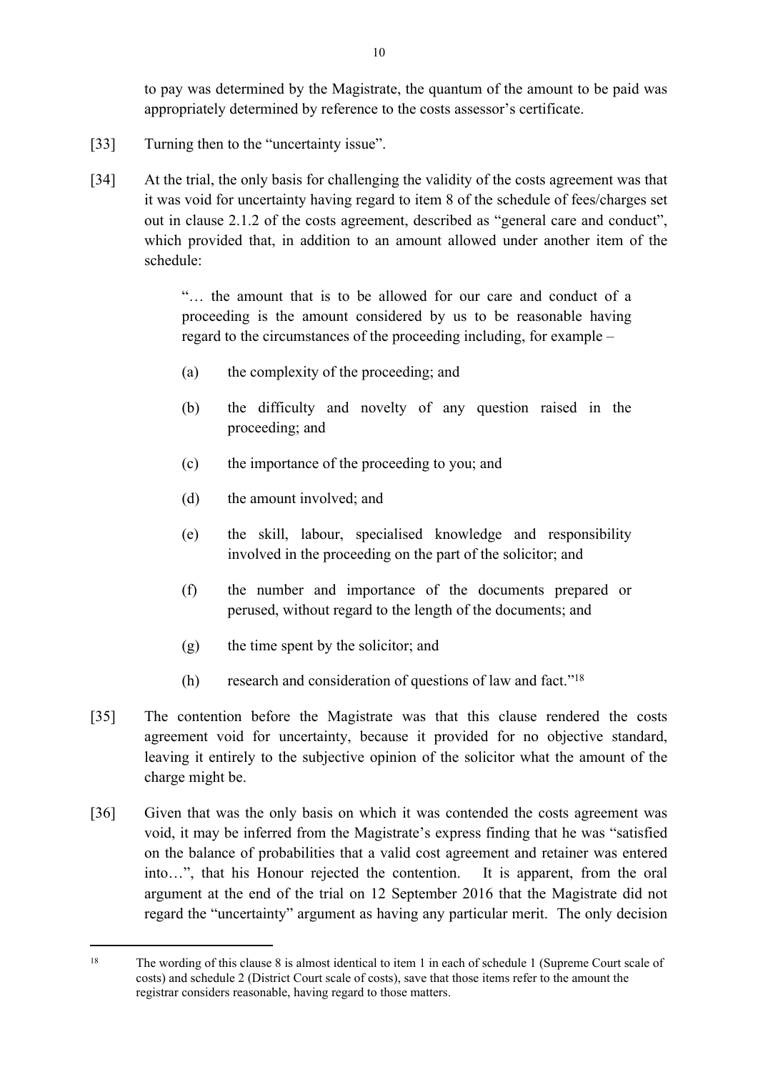to pay was determined by the Magistrate, the quantum of the amount to be paid was appropriately determined by reference to the costs assessor's certificate.

[33] Turning then to the "uncertainty issue".

[34] At the trial, the only basis for challenging the validity of the costs agreement was that it was void for uncertainty having regard to item 8 of the schedule of fees/charges set out in clause 2.1.2 of the costs agreement, described as "general care and conduct", which provided that, in addition to an amount allowed under another item of the schedule:

> "… the amount that is to be allowed for our care and conduct of a proceeding is the amount considered by us to be reasonable having regard to the circumstances of the proceeding including, for example –
>
> (a) the complexity of the proceeding; and
>
> (b) the difficulty and novelty of any question raised in the proceeding; and
>
> (c) the importance of the proceeding to you; and
>
> (d) the amount involved; and
>
> (e) the skill, labour, specialised knowledge and responsibility involved in the proceeding on the part of the solicitor; and
>
> (f) the number and importance of the documents prepared or perused, without regard to the length of the documents; and
>
> (g) the time spent by the solicitor; and
>
> (h) research and consideration of questions of law and fact."[18]

[35] The contention before the Magistrate was that this clause rendered the costs agreement void for uncertainty, because it provided for no objective standard, leaving it entirely to the subjective opinion of the solicitor what the amount of the charge might be.

[36] Given that was the only basis on which it was contended the costs agreement was void, it may be inferred from the Magistrate's express finding that he was "satisfied on the balance of probabilities that a valid cost agreement and retainer was entered into…", that his Honour rejected the contention. It is apparent, from the oral argument at the end of the trial on 12 September 2016 that the Magistrate did not regard the "uncertainty" argument as having any particular merit. The only decision

---

[18] The wording of this clause 8 is almost identical to item 1 in each of schedule 1 (Supreme Court scale of costs) and schedule 2 (District Court scale of costs), save that those items refer to the amount the registrar considers reasonable, having regard to those matters.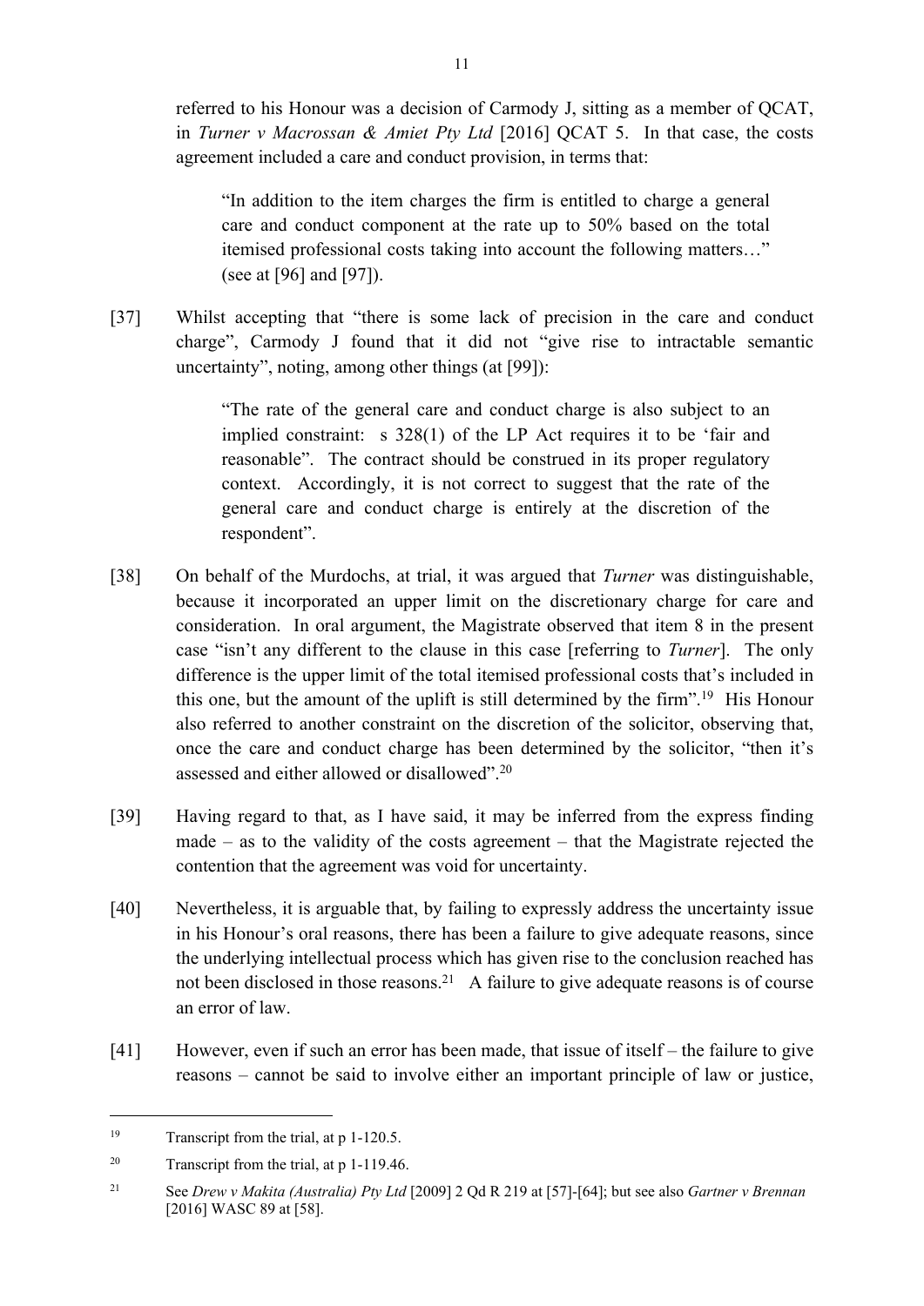referred to his Honour was a decision of Carmody J, sitting as a member of QCAT, in *Turner v Macrossan & Amiet Pty Ltd* [2016] QCAT 5. In that case, the costs agreement included a care and conduct provision, in terms that:

> "In addition to the item charges the firm is entitled to charge a general care and conduct component at the rate up to 50% based on the total itemised professional costs taking into account the following matters…" (see at [96] and [97]).

[37] Whilst accepting that "there is some lack of precision in the care and conduct charge", Carmody J found that it did not "give rise to intractable semantic uncertainty", noting, among other things (at [99]):

> "The rate of the general care and conduct charge is also subject to an implied constraint: s 328(1) of the LP Act requires it to be 'fair and reasonable". The contract should be construed in its proper regulatory context. Accordingly, it is not correct to suggest that the rate of the general care and conduct charge is entirely at the discretion of the respondent".

[38] On behalf of the Murdochs, at trial, it was argued that *Turner* was distinguishable, because it incorporated an upper limit on the discretionary charge for care and consideration. In oral argument, the Magistrate observed that item 8 in the present case "isn't any different to the clause in this case [referring to *Turner*]. The only difference is the upper limit of the total itemised professional costs that's included in this one, but the amount of the uplift is still determined by the firm".[19] His Honour also referred to another constraint on the discretion of the solicitor, observing that, once the care and conduct charge has been determined by the solicitor, "then it's assessed and either allowed or disallowed".[20]

[39] Having regard to that, as I have said, it may be inferred from the express finding made – as to the validity of the costs agreement – that the Magistrate rejected the contention that the agreement was void for uncertainty.

[40] Nevertheless, it is arguable that, by failing to expressly address the uncertainty issue in his Honour's oral reasons, there has been a failure to give adequate reasons, since the underlying intellectual process which has given rise to the conclusion reached has not been disclosed in those reasons.[21] A failure to give adequate reasons is of course an error of law.

[41] However, even if such an error has been made, that issue of itself – the failure to give reasons – cannot be said to involve either an important principle of law or justice,

---

[19] Transcript from the trial, at p 1-120.5.

[20] Transcript from the trial, at p 1-119.46.

[21] See *Drew v Makita (Australia) Pty Ltd* [2009] 2 Qd R 219 at [57]-[64]; but see also *Gartner v Brennan* [2016] WASC 89 at [58].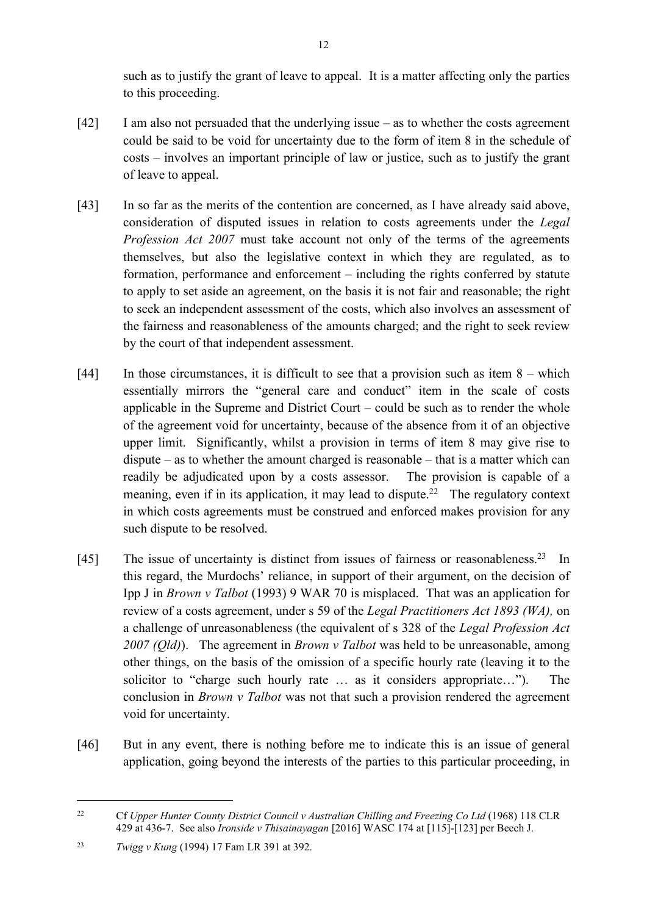such as to justify the grant of leave to appeal. It is a matter affecting only the parties to this proceeding.

[42] I am also not persuaded that the underlying issue – as to whether the costs agreement could be said to be void for uncertainty due to the form of item 8 in the schedule of costs – involves an important principle of law or justice, such as to justify the grant of leave to appeal.

[43] In so far as the merits of the contention are concerned, as I have already said above, consideration of disputed issues in relation to costs agreements under the *Legal Profession Act 2007* must take account not only of the terms of the agreements themselves, but also the legislative context in which they are regulated, as to formation, performance and enforcement – including the rights conferred by statute to apply to set aside an agreement, on the basis it is not fair and reasonable; the right to seek an independent assessment of the costs, which also involves an assessment of the fairness and reasonableness of the amounts charged; and the right to seek review by the court of that independent assessment.

[44] In those circumstances, it is difficult to see that a provision such as item 8 – which essentially mirrors the "general care and conduct" item in the scale of costs applicable in the Supreme and District Court – could be such as to render the whole of the agreement void for uncertainty, because of the absence from it of an objective upper limit. Significantly, whilst a provision in terms of item 8 may give rise to dispute – as to whether the amount charged is reasonable – that is a matter which can readily be adjudicated upon by a costs assessor. The provision is capable of a meaning, even if in its application, it may lead to dispute.[22] The regulatory context in which costs agreements must be construed and enforced makes provision for any such dispute to be resolved.

[45] The issue of uncertainty is distinct from issues of fairness or reasonableness.[23] In this regard, the Murdochs' reliance, in support of their argument, on the decision of Ipp J in *Brown v Talbot* (1993) 9 WAR 70 is misplaced. That was an application for review of a costs agreement, under s 59 of the *Legal Practitioners Act 1893 (WA),* on a challenge of unreasonableness (the equivalent of s 328 of the *Legal Profession Act 2007 (Qld)*). The agreement in *Brown v Talbot* was held to be unreasonable, among other things, on the basis of the omission of a specific hourly rate (leaving it to the solicitor to "charge such hourly rate … as it considers appropriate…"). The conclusion in *Brown v Talbot* was not that such a provision rendered the agreement void for uncertainty.

[46] But in any event, there is nothing before me to indicate this is an issue of general application, going beyond the interests of the parties to this particular proceeding, in

---

[22] Cf *Upper Hunter County District Council v Australian Chilling and Freezing Co Ltd* (1968) 118 CLR 429 at 436-7. See also *Ironside v Thisainayagan* [2016] WASC 174 at [115]-[123] per Beech J.

[23] *Twigg v Kung* (1994) 17 Fam LR 391 at 392.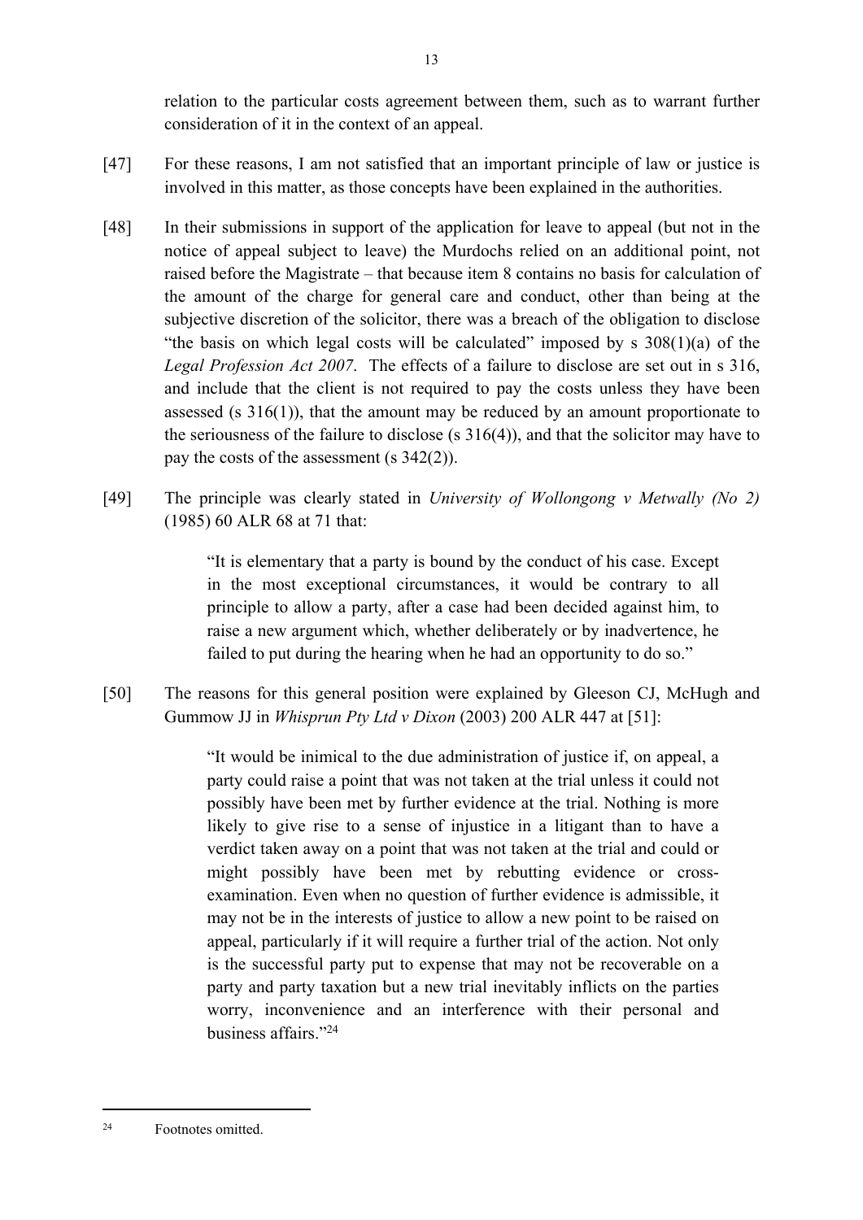relation to the particular costs agreement between them, such as to warrant further consideration of it in the context of an appeal.

[47] For these reasons, I am not satisfied that an important principle of law or justice is involved in this matter, as those concepts have been explained in the authorities.

[48] In their submissions in support of the application for leave to appeal (but not in the notice of appeal subject to leave) the Murdochs relied on an additional point, not raised before the Magistrate – that because item 8 contains no basis for calculation of the amount of the charge for general care and conduct, other than being at the subjective discretion of the solicitor, there was a breach of the obligation to disclose "the basis on which legal costs will be calculated" imposed by s 308(1)(a) of the *Legal Profession Act 2007*. The effects of a failure to disclose are set out in s 316, and include that the client is not required to pay the costs unless they have been assessed (s 316(1)), that the amount may be reduced by an amount proportionate to the seriousness of the failure to disclose (s 316(4)), and that the solicitor may have to pay the costs of the assessment (s 342(2)).

[49] The principle was clearly stated in *University of Wollongong v Metwally (No 2)* (1985) 60 ALR 68 at 71 that:

> "It is elementary that a party is bound by the conduct of his case. Except in the most exceptional circumstances, it would be contrary to all principle to allow a party, after a case had been decided against him, to raise a new argument which, whether deliberately or by inadvertence, he failed to put during the hearing when he had an opportunity to do so."

[50] The reasons for this general position were explained by Gleeson CJ, McHugh and Gummow JJ in *Whisprun Pty Ltd v Dixon* (2003) 200 ALR 447 at [51]:

> "It would be inimical to the due administration of justice if, on appeal, a party could raise a point that was not taken at the trial unless it could not possibly have been met by further evidence at the trial. Nothing is more likely to give rise to a sense of injustice in a litigant than to have a verdict taken away on a point that was not taken at the trial and could or might possibly have been met by rebutting evidence or cross-examination. Even when no question of further evidence is admissible, it may not be in the interests of justice to allow a new point to be raised on appeal, particularly if it will require a further trial of the action. Not only is the successful party put to expense that may not be recoverable on a party and party taxation but a new trial inevitably inflicts on the parties worry, inconvenience and an interference with their personal and business affairs."[24]

[24] Footnotes omitted.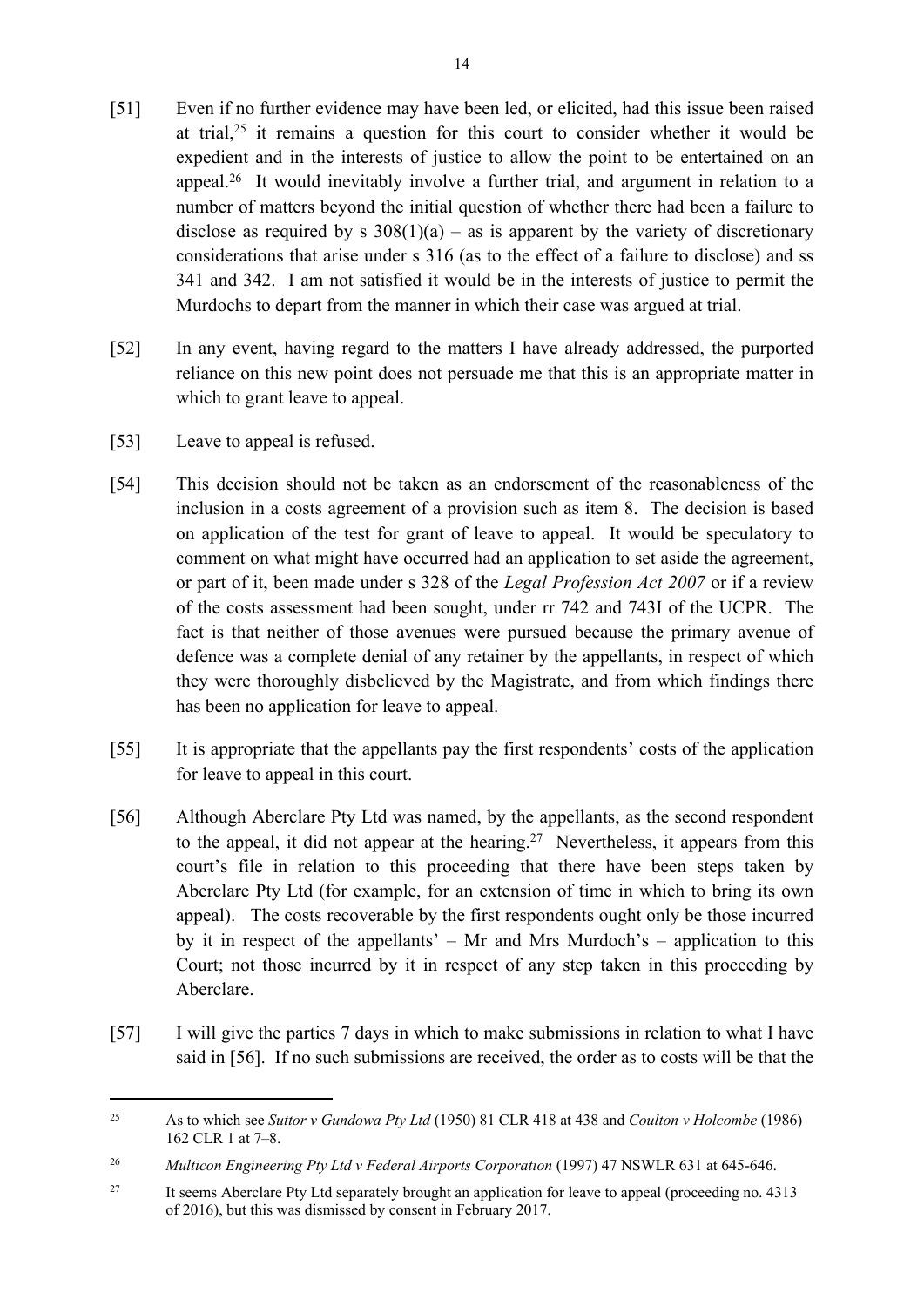[51] Even if no further evidence may have been led, or elicited, had this issue been raised at trial,[25] it remains a question for this court to consider whether it would be expedient and in the interests of justice to allow the point to be entertained on an appeal.[26] It would inevitably involve a further trial, and argument in relation to a number of matters beyond the initial question of whether there had been a failure to disclose as required by s 308(1)(a) – as is apparent by the variety of discretionary considerations that arise under s 316 (as to the effect of a failure to disclose) and ss 341 and 342. I am not satisfied it would be in the interests of justice to permit the Murdochs to depart from the manner in which their case was argued at trial.

[52] In any event, having regard to the matters I have already addressed, the purported reliance on this new point does not persuade me that this is an appropriate matter in which to grant leave to appeal.

[53] Leave to appeal is refused.

[54] This decision should not be taken as an endorsement of the reasonableness of the inclusion in a costs agreement of a provision such as item 8. The decision is based on application of the test for grant of leave to appeal. It would be speculatory to comment on what might have occurred had an application to set aside the agreement, or part of it, been made under s 328 of the *Legal Profession Act 2007* or if a review of the costs assessment had been sought, under rr 742 and 743I of the UCPR. The fact is that neither of those avenues were pursued because the primary avenue of defence was a complete denial of any retainer by the appellants, in respect of which they were thoroughly disbelieved by the Magistrate, and from which findings there has been no application for leave to appeal.

[55] It is appropriate that the appellants pay the first respondents' costs of the application for leave to appeal in this court.

[56] Although Aberclare Pty Ltd was named, by the appellants, as the second respondent to the appeal, it did not appear at the hearing.[27] Nevertheless, it appears from this court's file in relation to this proceeding that there have been steps taken by Aberclare Pty Ltd (for example, for an extension of time in which to bring its own appeal). The costs recoverable by the first respondents ought only be those incurred by it in respect of the appellants' – Mr and Mrs Murdoch's – application to this Court; not those incurred by it in respect of any step taken in this proceeding by Aberclare.

[57] I will give the parties 7 days in which to make submissions in relation to what I have said in [56]. If no such submissions are received, the order as to costs will be that the

---

[25] As to which see *Suttor v Gundowa Pty Ltd* (1950) 81 CLR 418 at 438 and *Coulton v Holcombe* (1986) 162 CLR 1 at 7–8.

[26] *Multicon Engineering Pty Ltd v Federal Airports Corporation* (1997) 47 NSWLR 631 at 645-646.

[27] It seems Aberclare Pty Ltd separately brought an application for leave to appeal (proceeding no. 4313 of 2016), but this was dismissed by consent in February 2017.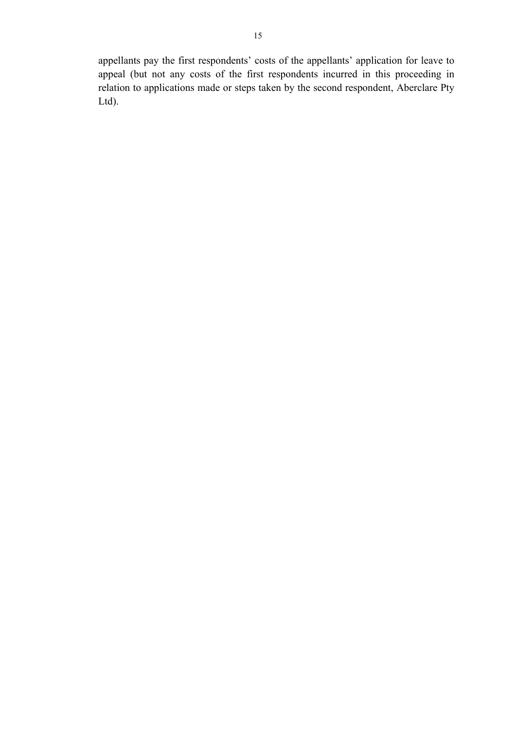appellants pay the first respondents' costs of the appellants' application for leave to appeal (but not any costs of the first respondents incurred in this proceeding in relation to applications made or steps taken by the second respondent, Aberclare Pty Ltd).